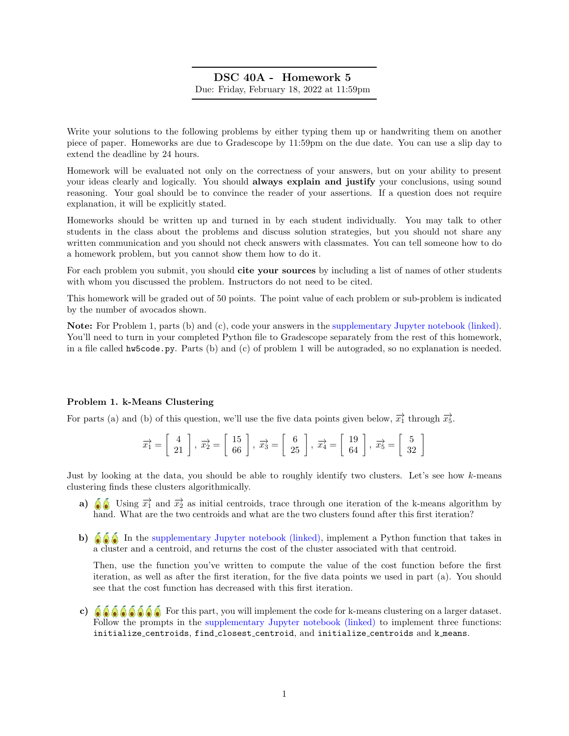# DSC 40A - Homework 5

Due: Friday, February 18, 2022 at 11:59pm

Write your solutions to the following problems by either typing them up or handwriting them on another piece of paper. Homeworks are due to Gradescope by 11:59pm on the due date. You can use a slip day to extend the deadline by 24 hours.

Homework will be evaluated not only on the correctness of your answers, but on your ability to present your ideas clearly and logically. You should **always explain and justify** your conclusions, using sound reasoning. Your goal should be to convince the reader of your assertions. If a question does not require explanation, it will be explicitly stated.

Homeworks should be written up and turned in by each student individually. You may talk to other students in the class about the problems and discuss solution strategies, but you should not share any written communication and you should not check answers with classmates. You can tell someone how to do a homework problem, but you cannot show them how to do it.

For each problem you submit, you should **cite your sources** by including a list of names of other students with whom you discussed the problem. Instructors do not need to be cited.

This homework will be graded out of 50 points. The point value of each problem or sub-problem is indicated by the number of avocados shown.

**Note:** For Problem 1, parts (b) and (c), code your answers in the supplementary Jupyter notebook (linked). You'll need to turn in your completed Python file to Gradescope separately from the rest of this homework, in a file called `hw5code.py`. Parts (b) and (c) of problem 1 will be autograded, so no explanation is needed.

### Problem 1. k-Means Clustering

For parts (a) and (b) of this question, we'll use the five data points given below, $\vec{x_1}$ through $\vec{x_5}$.

$$\vec{x_1} = \begin{bmatrix} 4 \\ 21 \end{bmatrix}, \vec{x_2} = \begin{bmatrix} 15 \\ 66 \end{bmatrix}, \vec{x_3} = \begin{bmatrix} 6 \\ 25 \end{bmatrix}, \vec{x_4} = \begin{bmatrix} 19 \\ 64 \end{bmatrix}, \vec{x_5} = \begin{bmatrix} 5 \\ 32 \end{bmatrix}$$

Just by looking at the data, you should be able to roughly identify two clusters. Let's see how $k$-means clustering finds these clusters algorithmically.

**a)** 🥑🥑 Using $\vec{x_1}$ and $\vec{x_2}$ as initial centroids, trace through one iteration of the k-means algorithm by hand. What are the two centroids and what are the two clusters found after this first iteration?

**b)** 🥑🥑🥑 In the supplementary Jupyter notebook (linked), implement a Python function that takes in a cluster and a centroid, and returns the cost of the cluster associated with that centroid.

Then, use the function you've written to compute the value of the cost function before the first iteration, as well as after the first iteration, for the five data points we used in part (a). You should see that the cost function has decreased with this first iteration.

**c)** 🥑🥑🥑🥑🥑🥑🥑🥑 For this part, you will implement the code for k-means clustering on a larger dataset. Follow the prompts in the supplementary Jupyter notebook (linked) to implement three functions: `initialize_centroids`, `find_closest_centroid`, and `initialize_centroids` and `k_means`.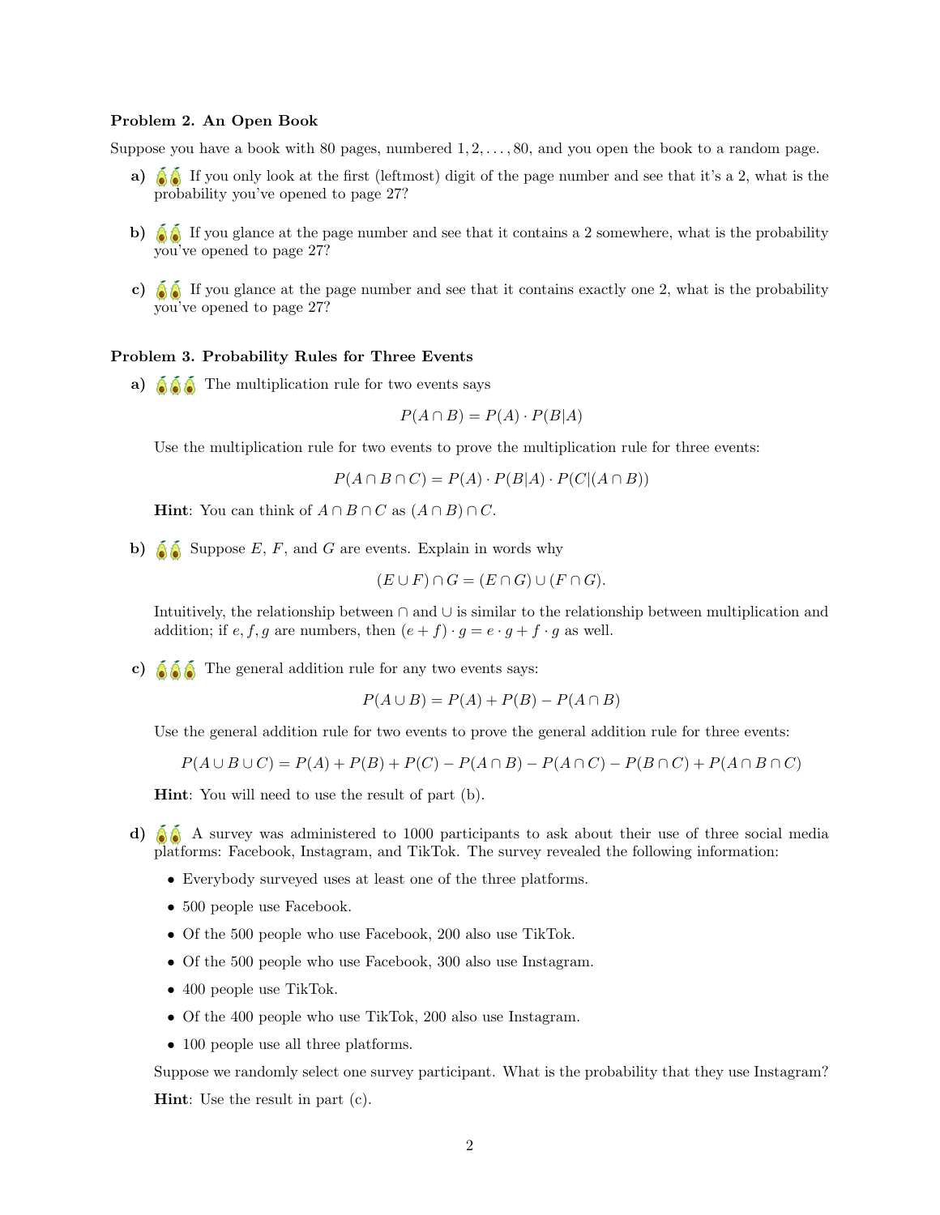**Problem 2. An Open Book**

Suppose you have a book with 80 pages, numbered $1, 2, \ldots, 80$, and you open the book to a random page.

**a)** If you only look at the first (leftmost) digit of the page number and see that it's a 2, what is the probability you've opened to page 27?

**b)** If you glance at the page number and see that it contains a 2 somewhere, what is the probability you've opened to page 27?

**c)** If you glance at the page number and see that it contains exactly one 2, what is the probability you've opened to page 27?

**Problem 3. Probability Rules for Three Events**

**a)** The multiplication rule for two events says

$$P(A \cap B) = P(A) \cdot P(B|A)$$

Use the multiplication rule for two events to prove the multiplication rule for three events:

$$P(A \cap B \cap C) = P(A) \cdot P(B|A) \cdot P(C|(A \cap B))$$

**Hint**: You can think of $A \cap B \cap C$ as $(A \cap B) \cap C$.

**b)** Suppose $E$, $F$, and $G$ are events. Explain in words why

$$(E \cup F) \cap G = (E \cap G) \cup (F \cap G).$$

Intuitively, the relationship between $\cap$ and $\cup$ is similar to the relationship between multiplication and addition; if $e, f, g$ are numbers, then $(e + f) \cdot g = e \cdot g + f \cdot g$ as well.

**c)** The general addition rule for any two events says:

$$P(A \cup B) = P(A) + P(B) - P(A \cap B)$$

Use the general addition rule for two events to prove the general addition rule for three events:

$$P(A \cup B \cup C) = P(A) + P(B) + P(C) - P(A \cap B) - P(A \cap C) - P(B \cap C) + P(A \cap B \cap C)$$

**Hint**: You will need to use the result of part (b).

**d)** A survey was administered to 1000 participants to ask about their use of three social media platforms: Facebook, Instagram, and TikTok. The survey revealed the following information:

- Everybody surveyed uses at least one of the three platforms.
- 500 people use Facebook.
- Of the 500 people who use Facebook, 200 also use TikTok.
- Of the 500 people who use Facebook, 300 also use Instagram.
- 400 people use TikTok.
- Of the 400 people who use TikTok, 200 also use Instagram.
- 100 people use all three platforms.

Suppose we randomly select one survey participant. What is the probability that they use Instagram?

**Hint**: Use the result in part (c).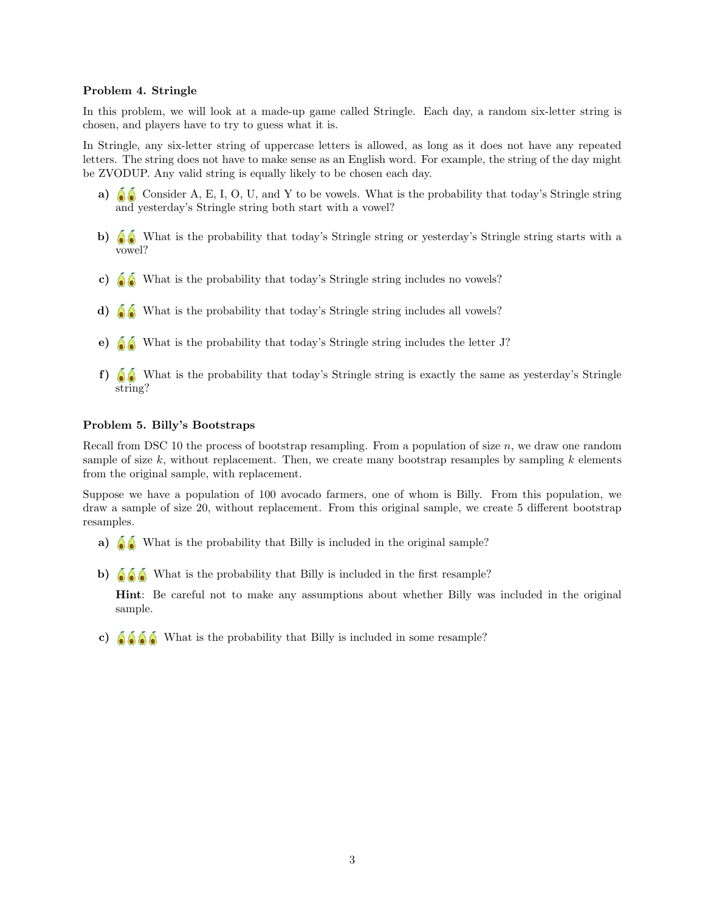**Problem 4. Stringle**

In this problem, we will look at a made-up game called Stringle. Each day, a random six-letter string is chosen, and players have to try to guess what it is.

In Stringle, any six-letter string of uppercase letters is allowed, as long as it does not have any repeated letters. The string does not have to make sense as an English word. For example, the string of the day might be ZVODUP. Any valid string is equally likely to be chosen each day.

**a)** Consider A, E, I, O, U, and Y to be vowels. What is the probability that today's Stringle string and yesterday's Stringle string both start with a vowel?

**b)** What is the probability that today's Stringle string or yesterday's Stringle string starts with a vowel?

**c)** What is the probability that today's Stringle string includes no vowels?

**d)** What is the probability that today's Stringle string includes all vowels?

**e)** What is the probability that today's Stringle string includes the letter J?

**f)** What is the probability that today's Stringle string is exactly the same as yesterday's Stringle string?

**Problem 5. Billy's Bootstraps**

Recall from DSC 10 the process of bootstrap resampling. From a population of size $n$, we draw one random sample of size $k$, without replacement. Then, we create many bootstrap resamples by sampling $k$ elements from the original sample, with replacement.

Suppose we have a population of 100 avocado farmers, one of whom is Billy. From this population, we draw a sample of size 20, without replacement. From this original sample, we create 5 different bootstrap resamples.

**a)** What is the probability that Billy is included in the original sample?

**b)** What is the probability that Billy is included in the first resample?

**Hint**: Be careful not to make any assumptions about whether Billy was included in the original sample.

**c)** What is the probability that Billy is included in some resample?